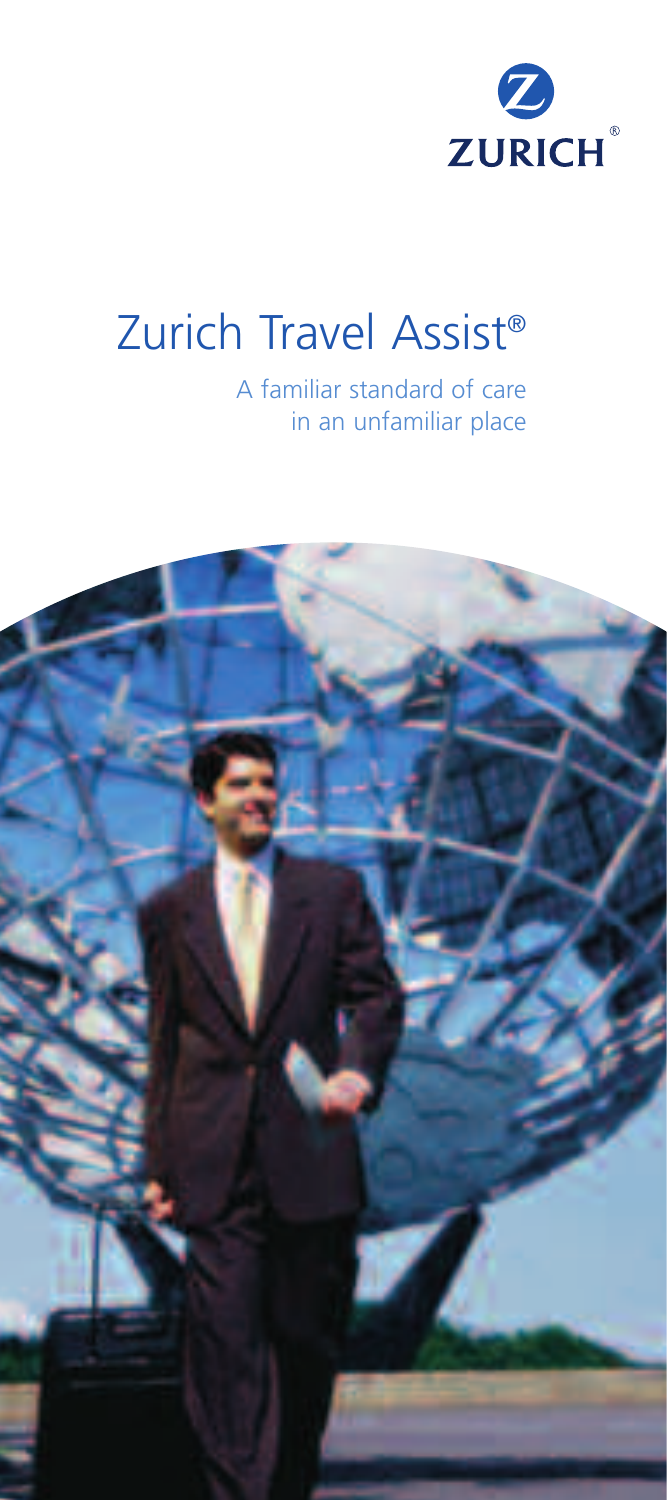ZURICH®

# Zurich Travel Assist®

A familiar standard of care
in an unfamiliar place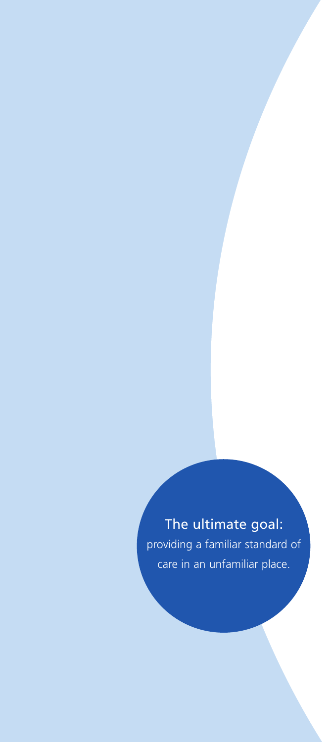**The ultimate goal:**

providing a familiar standard of care in an unfamiliar place.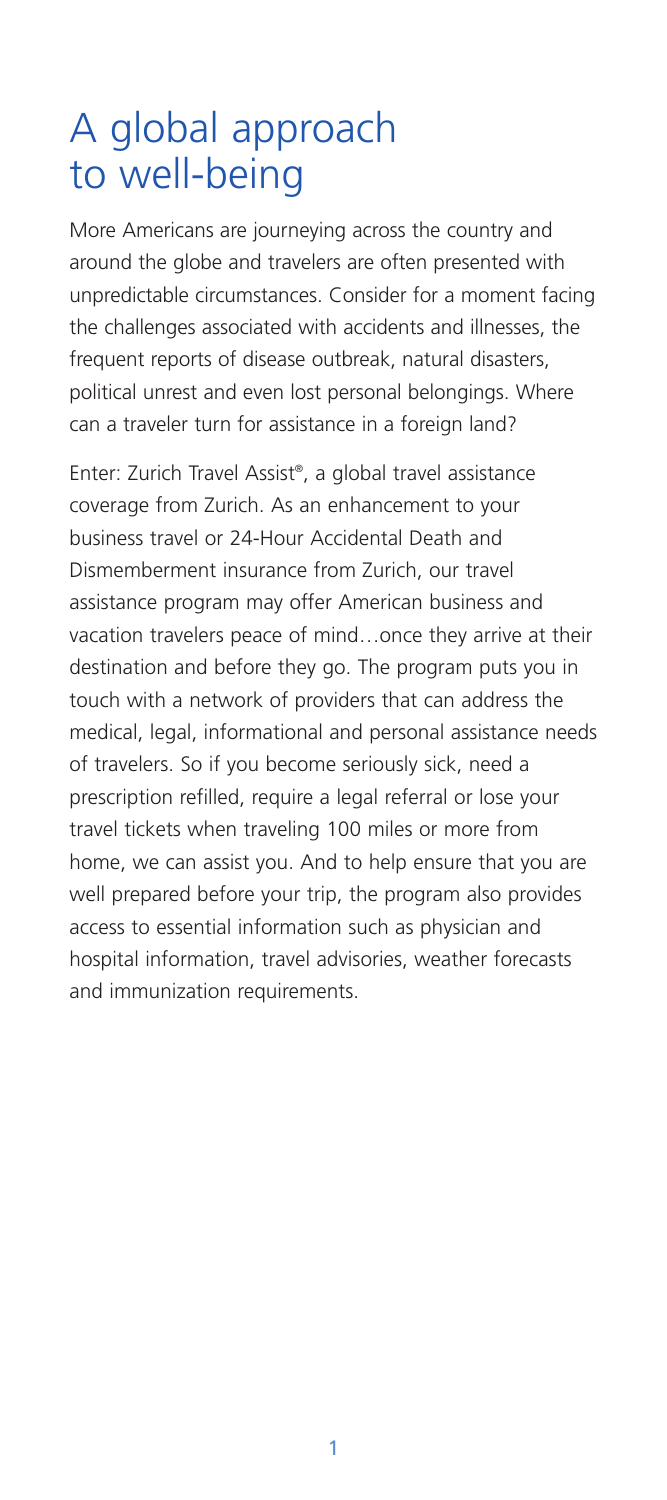# A global approach to well-being

More Americans are journeying across the country and around the globe and travelers are often presented with unpredictable circumstances. Consider for a moment facing the challenges associated with accidents and illnesses, the frequent reports of disease outbreak, natural disasters, political unrest and even lost personal belongings. Where can a traveler turn for assistance in a foreign land?

Enter: Zurich Travel Assist®, a global travel assistance coverage from Zurich. As an enhancement to your business travel or 24-Hour Accidental Death and Dismemberment insurance from Zurich, our travel assistance program may offer American business and vacation travelers peace of mind…once they arrive at their destination and before they go. The program puts you in touch with a network of providers that can address the medical, legal, informational and personal assistance needs of travelers. So if you become seriously sick, need a prescription refilled, require a legal referral or lose your travel tickets when traveling 100 miles or more from home, we can assist you. And to help ensure that you are well prepared before your trip, the program also provides access to essential information such as physician and hospital information, travel advisories, weather forecasts and immunization requirements.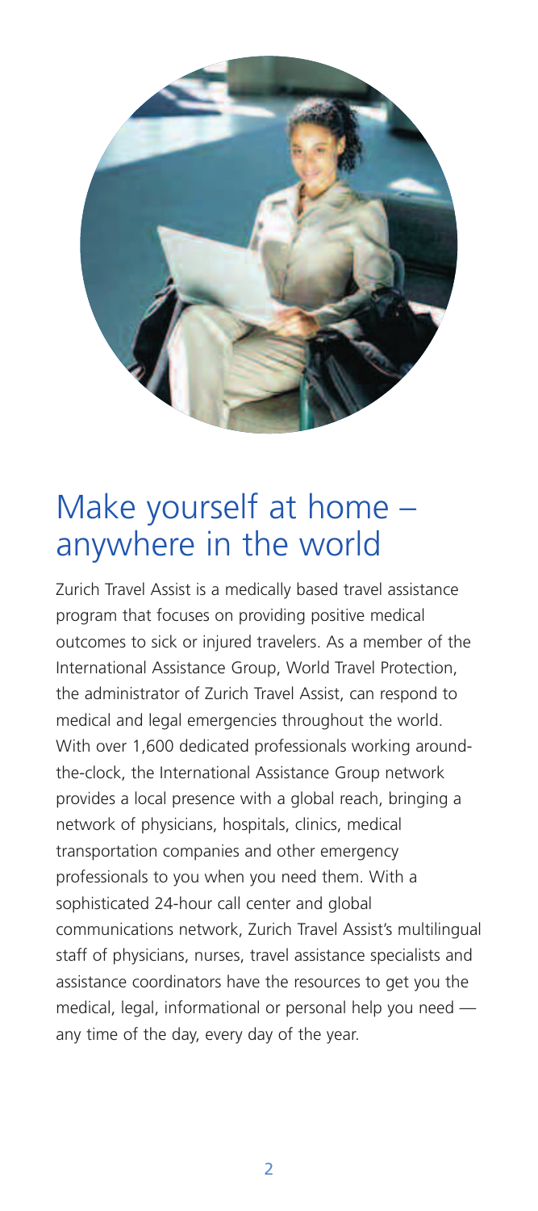# Make yourself at home – anywhere in the world

Zurich Travel Assist is a medically based travel assistance program that focuses on providing positive medical outcomes to sick or injured travelers. As a member of the International Assistance Group, World Travel Protection, the administrator of Zurich Travel Assist, can respond to medical and legal emergencies throughout the world. With over 1,600 dedicated professionals working around-the-clock, the International Assistance Group network provides a local presence with a global reach, bringing a network of physicians, hospitals, clinics, medical transportation companies and other emergency professionals to you when you need them. With a sophisticated 24-hour call center and global communications network, Zurich Travel Assist's multilingual staff of physicians, nurses, travel assistance specialists and assistance coordinators have the resources to get you the medical, legal, informational or personal help you need — any time of the day, every day of the year.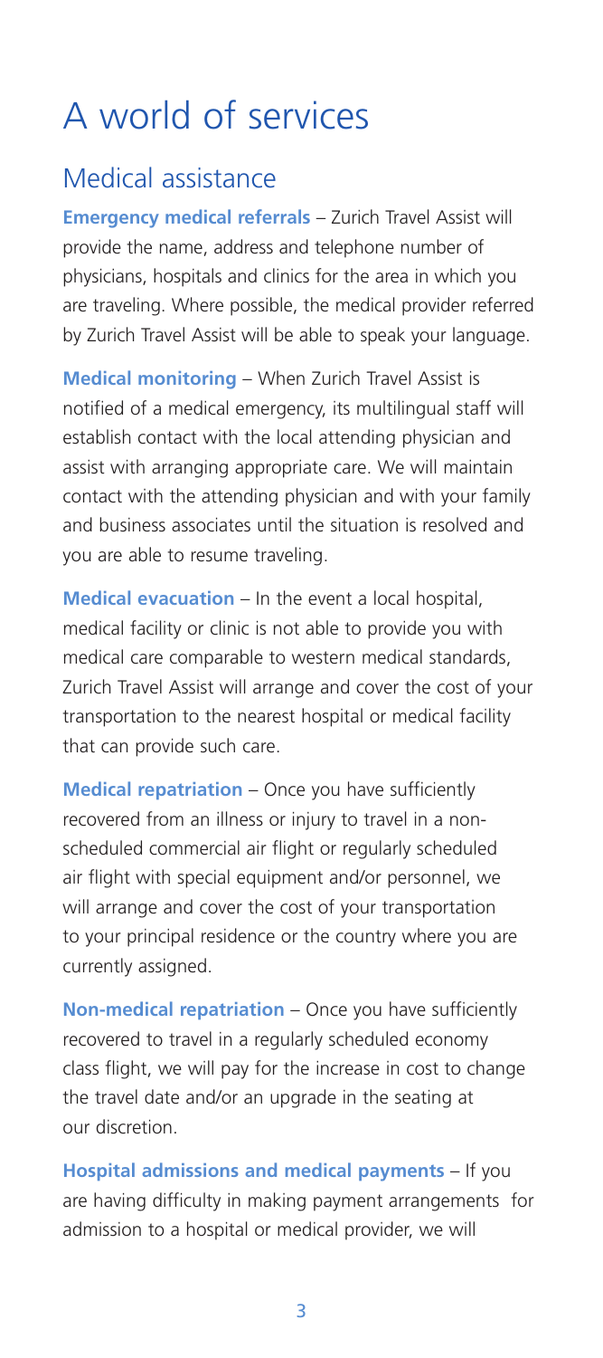# A world of services

## Medical assistance

**Emergency medical referrals** – Zurich Travel Assist will provide the name, address and telephone number of physicians, hospitals and clinics for the area in which you are traveling. Where possible, the medical provider referred by Zurich Travel Assist will be able to speak your language.

**Medical monitoring** – When Zurich Travel Assist is notified of a medical emergency, its multilingual staff will establish contact with the local attending physician and assist with arranging appropriate care. We will maintain contact with the attending physician and with your family and business associates until the situation is resolved and you are able to resume traveling.

**Medical evacuation** – In the event a local hospital, medical facility or clinic is not able to provide you with medical care comparable to western medical standards, Zurich Travel Assist will arrange and cover the cost of your transportation to the nearest hospital or medical facility that can provide such care.

**Medical repatriation** – Once you have sufficiently recovered from an illness or injury to travel in a non-scheduled commercial air flight or regularly scheduled air flight with special equipment and/or personnel, we will arrange and cover the cost of your transportation to your principal residence or the country where you are currently assigned.

**Non-medical repatriation** – Once you have sufficiently recovered to travel in a regularly scheduled economy class flight, we will pay for the increase in cost to change the travel date and/or an upgrade in the seating at our discretion.

**Hospital admissions and medical payments** – If you are having difficulty in making payment arrangements for admission to a hospital or medical provider, we will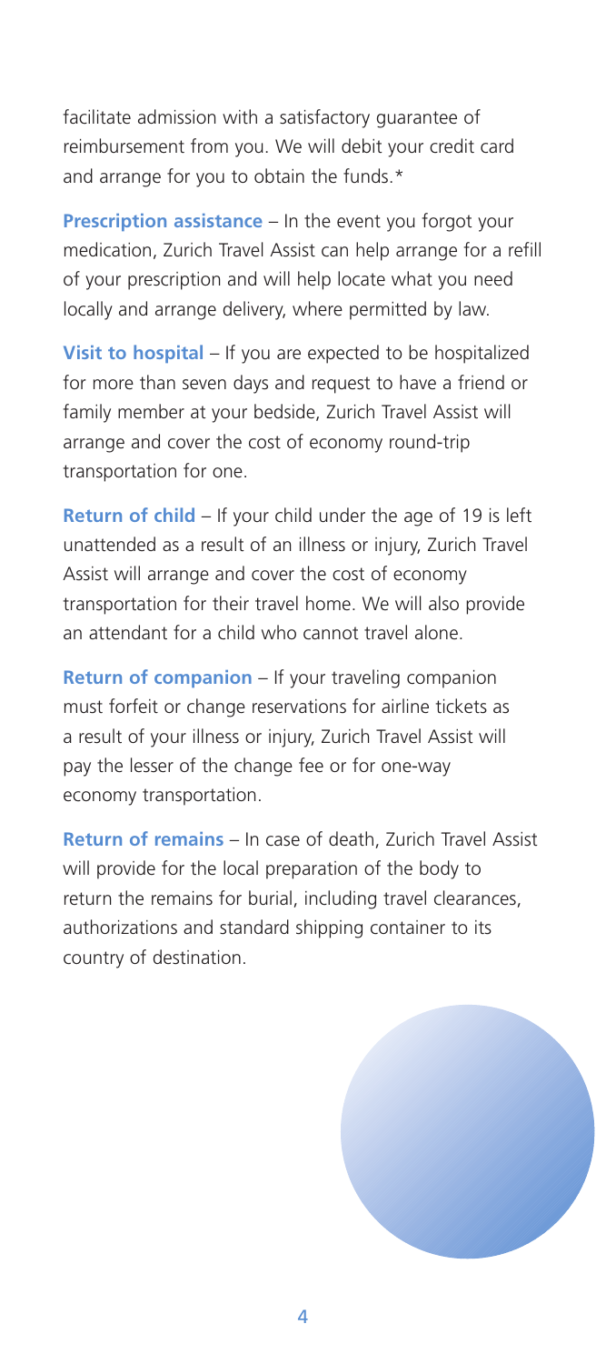facilitate admission with a satisfactory guarantee of reimbursement from you. We will debit your credit card and arrange for you to obtain the funds.*

**Prescription assistance** – In the event you forgot your medication, Zurich Travel Assist can help arrange for a refill of your prescription and will help locate what you need locally and arrange delivery, where permitted by law.

**Visit to hospital** – If you are expected to be hospitalized for more than seven days and request to have a friend or family member at your bedside, Zurich Travel Assist will arrange and cover the cost of economy round-trip transportation for one.

**Return of child** – If your child under the age of 19 is left unattended as a result of an illness or injury, Zurich Travel Assist will arrange and cover the cost of economy transportation for their travel home. We will also provide an attendant for a child who cannot travel alone.

**Return of companion** – If your traveling companion must forfeit or change reservations for airline tickets as a result of your illness or injury, Zurich Travel Assist will pay the lesser of the change fee or for one-way economy transportation.

**Return of remains** – In case of death, Zurich Travel Assist will provide for the local preparation of the body to return the remains for burial, including travel clearances, authorizations and standard shipping container to its country of destination.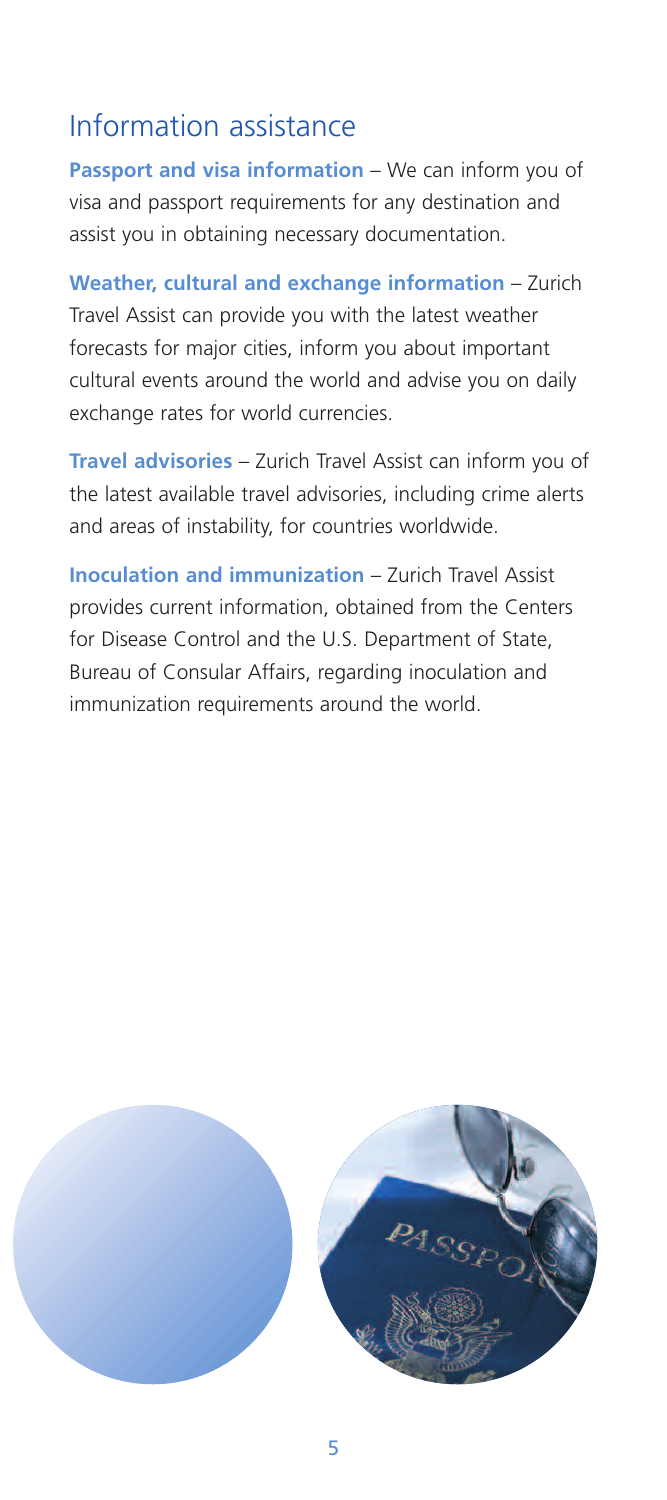## Information assistance

**Passport and visa information** – We can inform you of visa and passport requirements for any destination and assist you in obtaining necessary documentation.

**Weather, cultural and exchange information** – Zurich Travel Assist can provide you with the latest weather forecasts for major cities, inform you about important cultural events around the world and advise you on daily exchange rates for world currencies.

**Travel advisories** – Zurich Travel Assist can inform you of the latest available travel advisories, including crime alerts and areas of instability, for countries worldwide.

**Inoculation and immunization** – Zurich Travel Assist provides current information, obtained from the Centers for Disease Control and the U.S. Department of State, Bureau of Consular Affairs, regarding inoculation and immunization requirements around the world.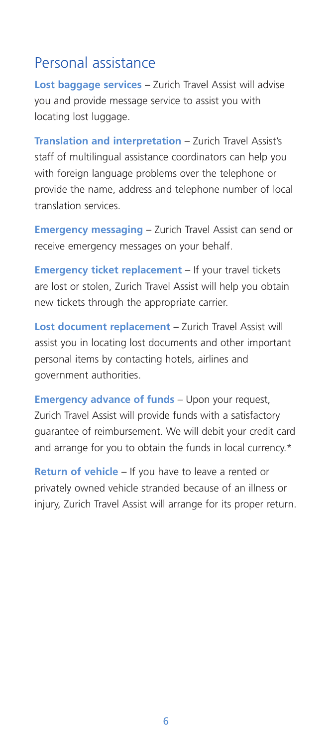## Personal assistance

**Lost baggage services** – Zurich Travel Assist will advise you and provide message service to assist you with locating lost luggage.

**Translation and interpretation** – Zurich Travel Assist's staff of multilingual assistance coordinators can help you with foreign language problems over the telephone or provide the name, address and telephone number of local translation services.

**Emergency messaging** – Zurich Travel Assist can send or receive emergency messages on your behalf.

**Emergency ticket replacement** – If your travel tickets are lost or stolen, Zurich Travel Assist will help you obtain new tickets through the appropriate carrier.

**Lost document replacement** – Zurich Travel Assist will assist you in locating lost documents and other important personal items by contacting hotels, airlines and government authorities.

**Emergency advance of funds** – Upon your request, Zurich Travel Assist will provide funds with a satisfactory guarantee of reimbursement. We will debit your credit card and arrange for you to obtain the funds in local currency.*

**Return of vehicle** – If you have to leave a rented or privately owned vehicle stranded because of an illness or injury, Zurich Travel Assist will arrange for its proper return.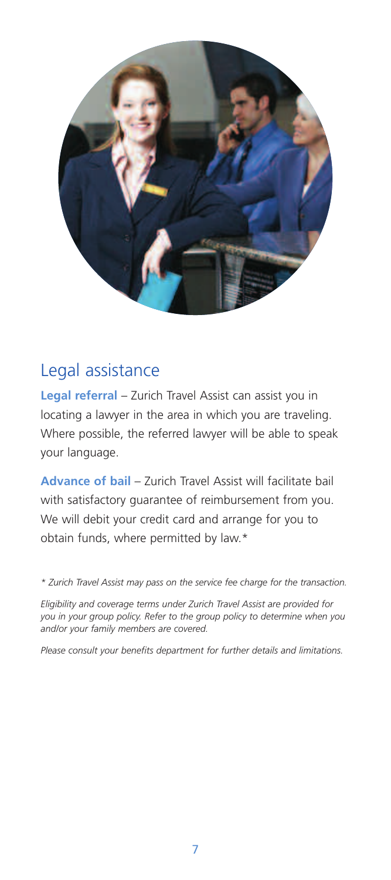## Legal assistance

**Legal referral** – Zurich Travel Assist can assist you in locating a lawyer in the area in which you are traveling. Where possible, the referred lawyer will be able to speak your language.

**Advance of bail** – Zurich Travel Assist will facilitate bail with satisfactory guarantee of reimbursement from you. We will debit your credit card and arrange for you to obtain funds, where permitted by law.*

*\* Zurich Travel Assist may pass on the service fee charge for the transaction.*

*Eligibility and coverage terms under Zurich Travel Assist are provided for you in your group policy. Refer to the group policy to determine when you and/or your family members are covered.*

*Please consult your benefits department for further details and limitations.*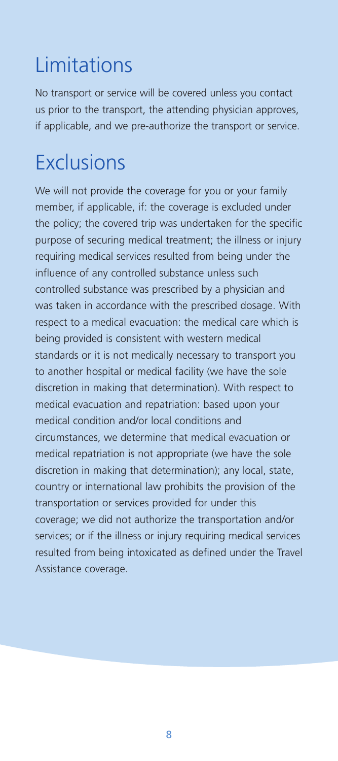## Limitations

No transport or service will be covered unless you contact us prior to the transport, the attending physician approves, if applicable, and we pre-authorize the transport or service.

## Exclusions

We will not provide the coverage for you or your family member, if applicable, if: the coverage is excluded under the policy; the covered trip was undertaken for the specific purpose of securing medical treatment; the illness or injury requiring medical services resulted from being under the influence of any controlled substance unless such controlled substance was prescribed by a physician and was taken in accordance with the prescribed dosage. With respect to a medical evacuation: the medical care which is being provided is consistent with western medical standards or it is not medically necessary to transport you to another hospital or medical facility (we have the sole discretion in making that determination). With respect to medical evacuation and repatriation: based upon your medical condition and/or local conditions and circumstances, we determine that medical evacuation or medical repatriation is not appropriate (we have the sole discretion in making that determination); any local, state, country or international law prohibits the provision of the transportation or services provided for under this coverage; we did not authorize the transportation and/or services; or if the illness or injury requiring medical services resulted from being intoxicated as defined under the Travel Assistance coverage.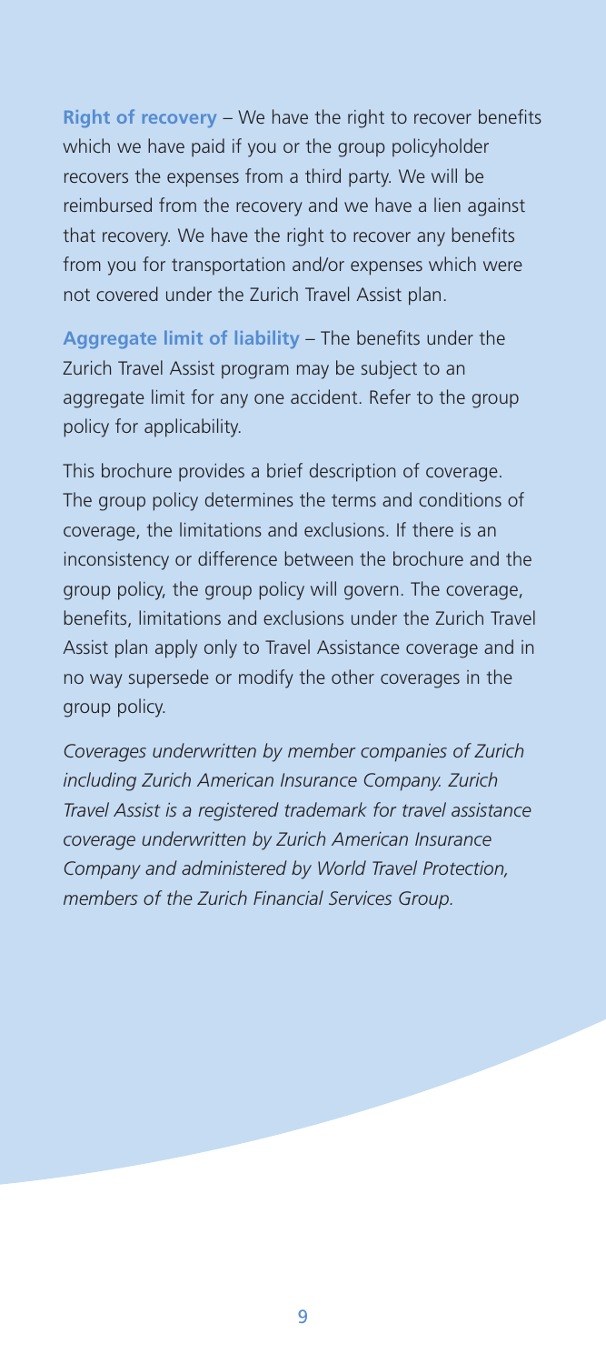**Right of recovery** – We have the right to recover benefits which we have paid if you or the group policyholder recovers the expenses from a third party. We will be reimbursed from the recovery and we have a lien against that recovery. We have the right to recover any benefits from you for transportation and/or expenses which were not covered under the Zurich Travel Assist plan.

**Aggregate limit of liability** – The benefits under the Zurich Travel Assist program may be subject to an aggregate limit for any one accident. Refer to the group policy for applicability.

This brochure provides a brief description of coverage. The group policy determines the terms and conditions of coverage, the limitations and exclusions. If there is an inconsistency or difference between the brochure and the group policy, the group policy will govern. The coverage, benefits, limitations and exclusions under the Zurich Travel Assist plan apply only to Travel Assistance coverage and in no way supersede or modify the other coverages in the group policy.

*Coverages underwritten by member companies of Zurich including Zurich American Insurance Company. Zurich Travel Assist is a registered trademark for travel assistance coverage underwritten by Zurich American Insurance Company and administered by World Travel Protection, members of the Zurich Financial Services Group.*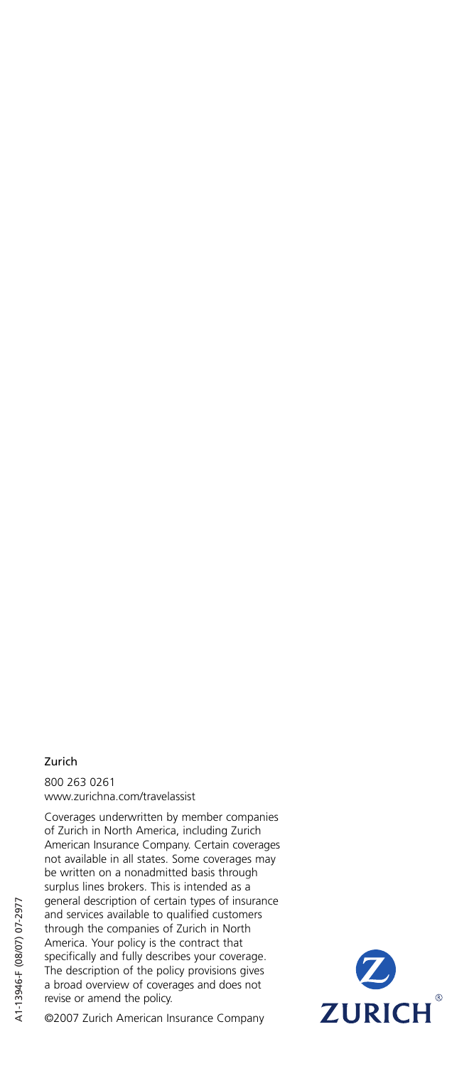Zurich

800 263 0261
www.zurichna.com/travelassist

Coverages underwritten by member companies of Zurich in North America, including Zurich American Insurance Company. Certain coverages not available in all states. Some coverages may be written on a nonadmitted basis through surplus lines brokers. This is intended as a general description of certain types of insurance and services available to qualified customers through the companies of Zurich in North America. Your policy is the contract that specifically and fully describes your coverage. The description of the policy provisions gives a broad overview of coverages and does not revise or amend the policy.

©2007 Zurich American Insurance Company

A1-13946-F (08/07) 07-2977

ZURICH®